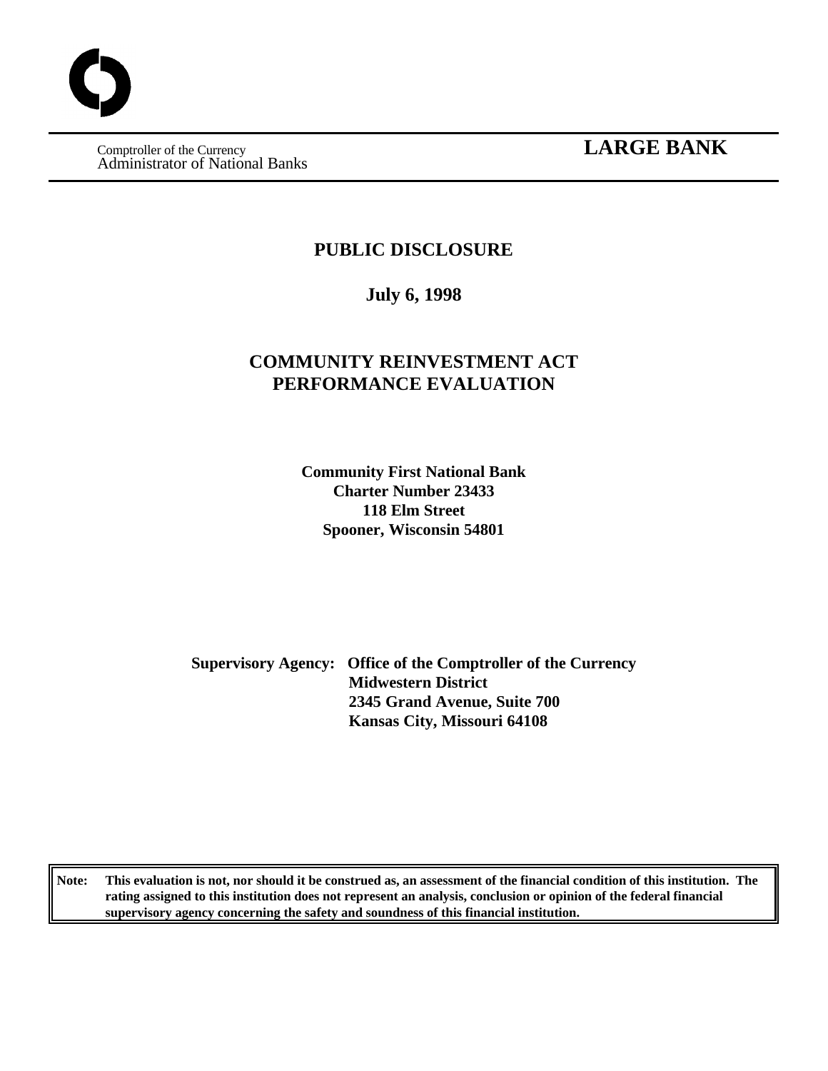Comptroller of the Currency
Administrator of National Banks

**LARGE BANK**

# PUBLIC DISCLOSURE

**July 6, 1998**

# COMMUNITY REINVESTMENT ACT PERFORMANCE EVALUATION

**Community First National Bank**
**Charter Number 23433**
**118 Elm Street**
**Spooner, Wisconsin 54801**

**Supervisory Agency: Office of the Comptroller of the Currency**
**Midwestern District**
**2345 Grand Avenue, Suite 700**
**Kansas City, Missouri 64108**

**Note: This evaluation is not, nor should it be construed as, an assessment of the financial condition of this institution. The rating assigned to this institution does not represent an analysis, conclusion or opinion of the federal financial supervisory agency concerning the safety and soundness of this financial institution.**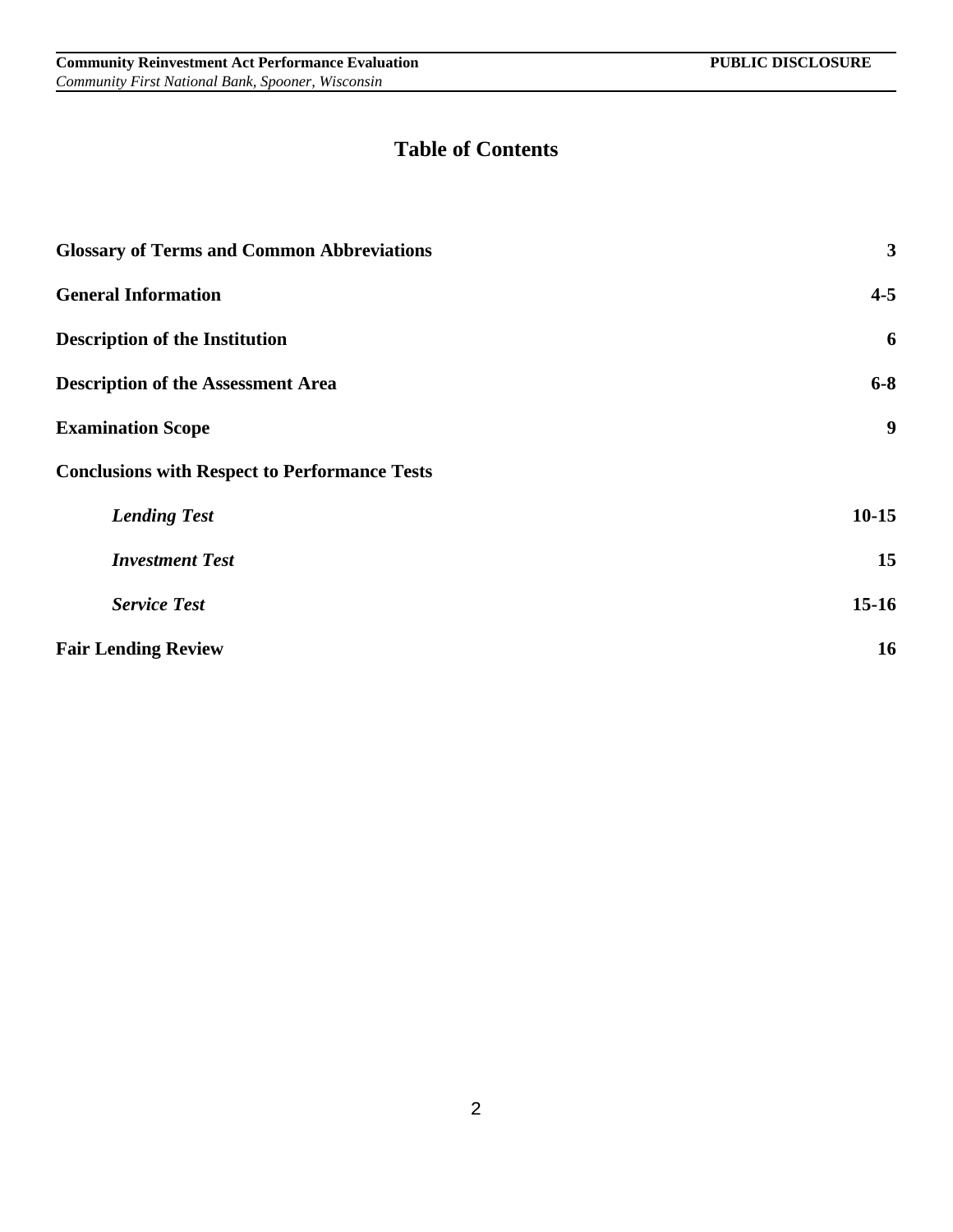# Table of Contents

| | |
|---|---|
| **Glossary of Terms and Common Abbreviations** | **3** |
| **General Information** | **4-5** |
| **Description of the Institution** | **6** |
| **Description of the Assessment Area** | **6-8** |
| **Examination Scope** | **9** |
| **Conclusions with Respect to Performance Tests** | |
| ***Lending Test*** | **10-15** |
| ***Investment Test*** | **15** |
| ***Service Test*** | **15-16** |
| **Fair Lending Review** | **16** |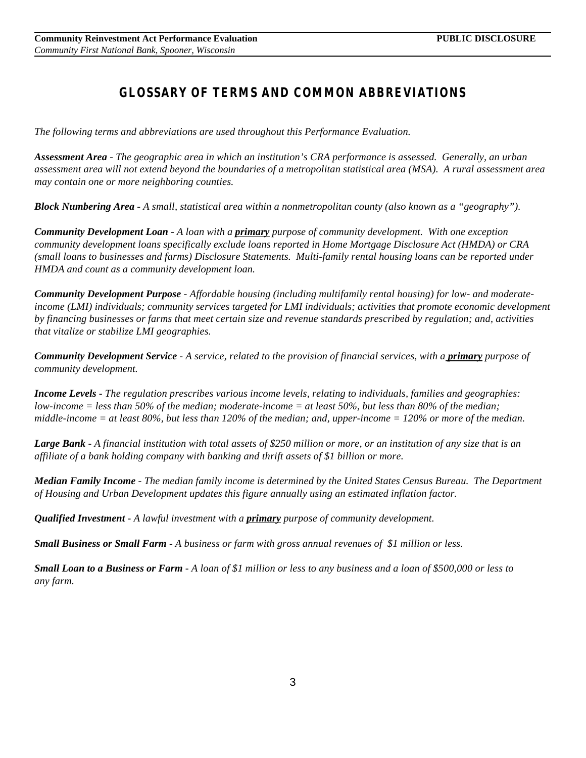# GLOSSARY OF TERMS AND COMMON ABBREVIATIONS

*The following terms and abbreviations are used throughout this Performance Evaluation.*

***Assessment Area*** *- The geographic area in which an institution's CRA performance is assessed. Generally, an urban assessment area will not extend beyond the boundaries of a metropolitan statistical area (MSA). A rural assessment area may contain one or more neighboring counties.*

***Block Numbering Area*** *- A small, statistical area within a nonmetropolitan county (also known as a "geography").*

***Community Development Loan*** *- A loan with a **primary** purpose of community development. With one exception community development loans specifically exclude loans reported in Home Mortgage Disclosure Act (HMDA) or CRA (small loans to businesses and farms) Disclosure Statements. Multi-family rental housing loans can be reported under HMDA and count as a community development loan.*

***Community Development Purpose*** *- Affordable housing (including multifamily rental housing) for low- and moderate-income (LMI) individuals; community services targeted for LMI individuals; activities that promote economic development by financing businesses or farms that meet certain size and revenue standards prescribed by regulation; and, activities that vitalize or stabilize LMI geographies.*

***Community Development Service*** *- A service, related to the provision of financial services, with a **primary** purpose of community development.*

***Income Levels*** *- The regulation prescribes various income levels, relating to individuals, families and geographies: low-income = less than 50% of the median; moderate-income = at least 50%, but less than 80% of the median; middle-income = at least 80%, but less than 120% of the median; and, upper-income = 120% or more of the median.*

***Large Bank*** *- A financial institution with total assets of $250 million or more, or an institution of any size that is an affiliate of a bank holding company with banking and thrift assets of $1 billion or more.*

***Median Family Income*** *- The median family income is determined by the United States Census Bureau. The Department of Housing and Urban Development updates this figure annually using an estimated inflation factor.*

***Qualified Investment*** *- A lawful investment with a **primary** purpose of community development.*

***Small Business or Small Farm*** *- A business or farm with gross annual revenues of $1 million or less.*

***Small Loan to a Business or Farm*** *- A loan of $1 million or less to any business and a loan of $500,000 or less to any farm.*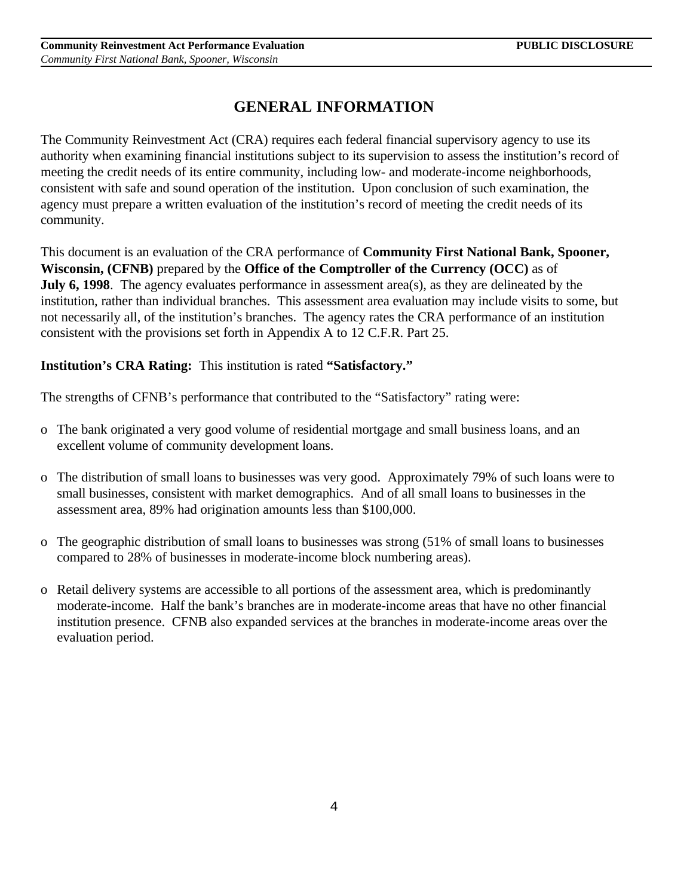# GENERAL INFORMATION

The Community Reinvestment Act (CRA) requires each federal financial supervisory agency to use its authority when examining financial institutions subject to its supervision to assess the institution's record of meeting the credit needs of its entire community, including low- and moderate-income neighborhoods, consistent with safe and sound operation of the institution. Upon conclusion of such examination, the agency must prepare a written evaluation of the institution's record of meeting the credit needs of its community.

This document is an evaluation of the CRA performance of **Community First National Bank, Spooner, Wisconsin, (CFNB)** prepared by the **Office of the Comptroller of the Currency (OCC)** as of **July 6, 1998**. The agency evaluates performance in assessment area(s), as they are delineated by the institution, rather than individual branches. This assessment area evaluation may include visits to some, but not necessarily all, of the institution's branches. The agency rates the CRA performance of an institution consistent with the provisions set forth in Appendix A to 12 C.F.R. Part 25.

**Institution's CRA Rating:** This institution is rated **"Satisfactory."**

The strengths of CFNB's performance that contributed to the "Satisfactory" rating were:

- The bank originated a very good volume of residential mortgage and small business loans, and an excellent volume of community development loans.
- The distribution of small loans to businesses was very good. Approximately 79% of such loans were to small businesses, consistent with market demographics. And of all small loans to businesses in the assessment area, 89% had origination amounts less than $100,000.
- The geographic distribution of small loans to businesses was strong (51% of small loans to businesses compared to 28% of businesses in moderate-income block numbering areas).
- Retail delivery systems are accessible to all portions of the assessment area, which is predominantly moderate-income. Half the bank's branches are in moderate-income areas that have no other financial institution presence. CFNB also expanded services at the branches in moderate-income areas over the evaluation period.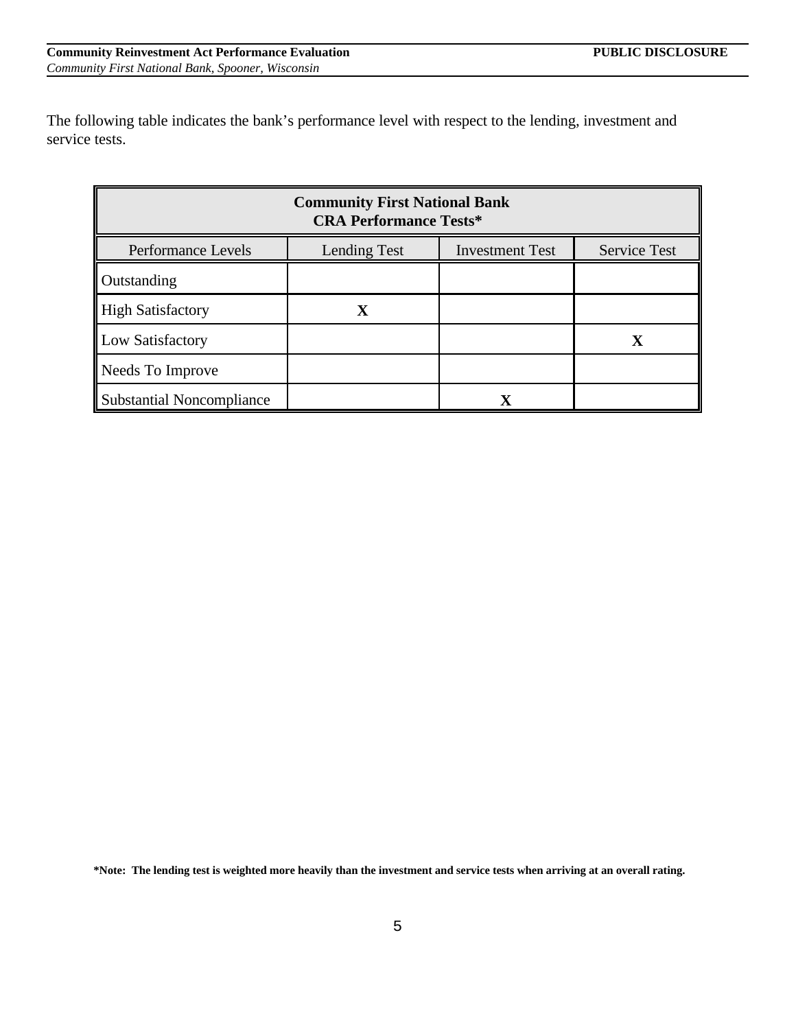The following table indicates the bank's performance level with respect to the lending, investment and service tests.

| **Community First National Bank CRA Performance Tests*** | | | |
|---|---|---|---|
| Performance Levels | Lending Test | Investment Test | Service Test |
| Outstanding | | | |
| High Satisfactory | **X** | | |
| Low Satisfactory | | | **X** |
| Needs To Improve | | | |
| Substantial Noncompliance | | **X** | |

**\*Note: The lending test is weighted more heavily than the investment and service tests when arriving at an overall rating.**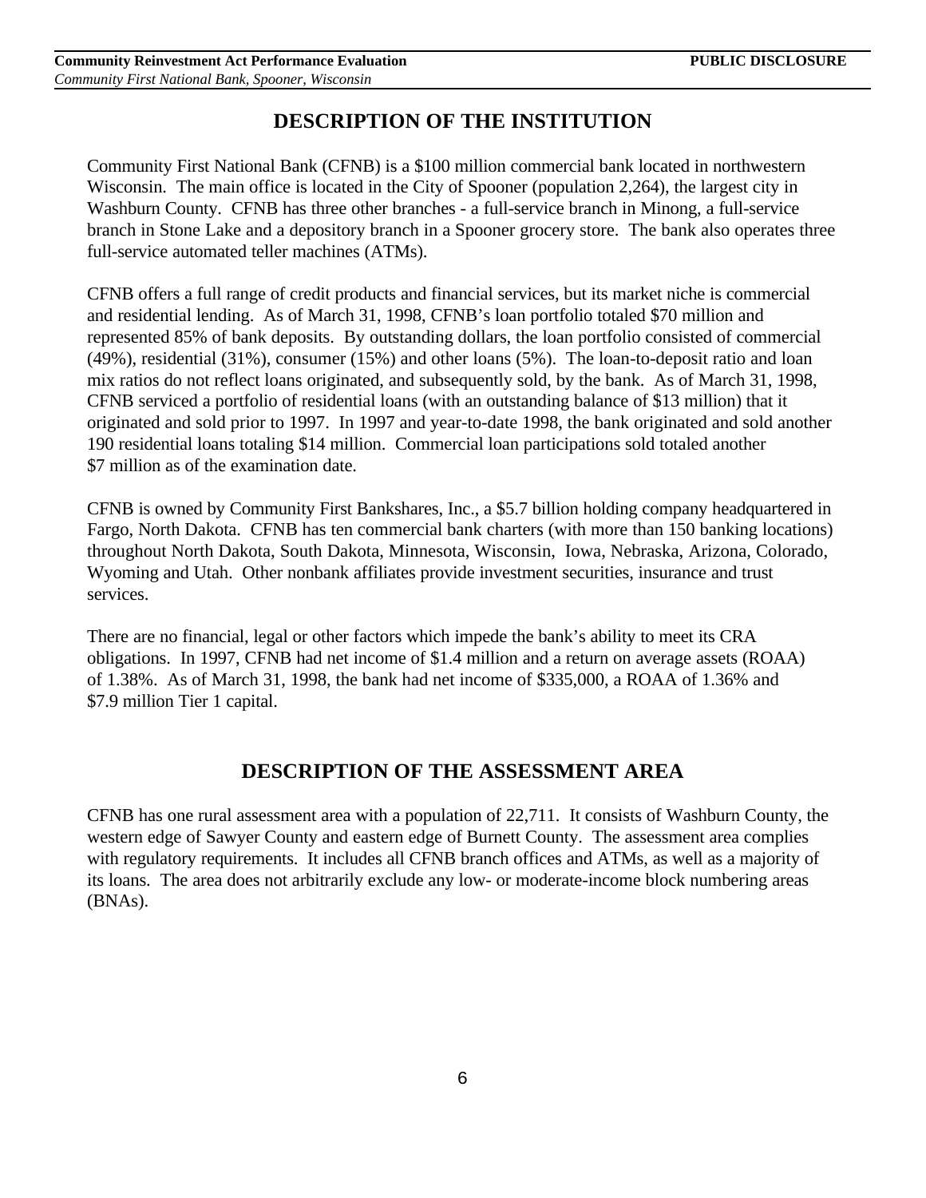## DESCRIPTION OF THE INSTITUTION

Community First National Bank (CFNB) is a $100 million commercial bank located in northwestern Wisconsin. The main office is located in the City of Spooner (population 2,264), the largest city in Washburn County. CFNB has three other branches - a full-service branch in Minong, a full-service branch in Stone Lake and a depository branch in a Spooner grocery store. The bank also operates three full-service automated teller machines (ATMs).

CFNB offers a full range of credit products and financial services, but its market niche is commercial and residential lending. As of March 31, 1998, CFNB's loan portfolio totaled $70 million and represented 85% of bank deposits. By outstanding dollars, the loan portfolio consisted of commercial (49%), residential (31%), consumer (15%) and other loans (5%). The loan-to-deposit ratio and loan mix ratios do not reflect loans originated, and subsequently sold, by the bank. As of March 31, 1998, CFNB serviced a portfolio of residential loans (with an outstanding balance of $13 million) that it originated and sold prior to 1997. In 1997 and year-to-date 1998, the bank originated and sold another 190 residential loans totaling $14 million. Commercial loan participations sold totaled another $7 million as of the examination date.

CFNB is owned by Community First Bankshares, Inc., a $5.7 billion holding company headquartered in Fargo, North Dakota. CFNB has ten commercial bank charters (with more than 150 banking locations) throughout North Dakota, South Dakota, Minnesota, Wisconsin, Iowa, Nebraska, Arizona, Colorado, Wyoming and Utah. Other nonbank affiliates provide investment securities, insurance and trust services.

There are no financial, legal or other factors which impede the bank's ability to meet its CRA obligations. In 1997, CFNB had net income of $1.4 million and a return on average assets (ROAA) of 1.38%. As of March 31, 1998, the bank had net income of $335,000, a ROAA of 1.36% and $7.9 million Tier 1 capital.

## DESCRIPTION OF THE ASSESSMENT AREA

CFNB has one rural assessment area with a population of 22,711. It consists of Washburn County, the western edge of Sawyer County and eastern edge of Burnett County. The assessment area complies with regulatory requirements. It includes all CFNB branch offices and ATMs, as well as a majority of its loans. The area does not arbitrarily exclude any low- or moderate-income block numbering areas (BNAs).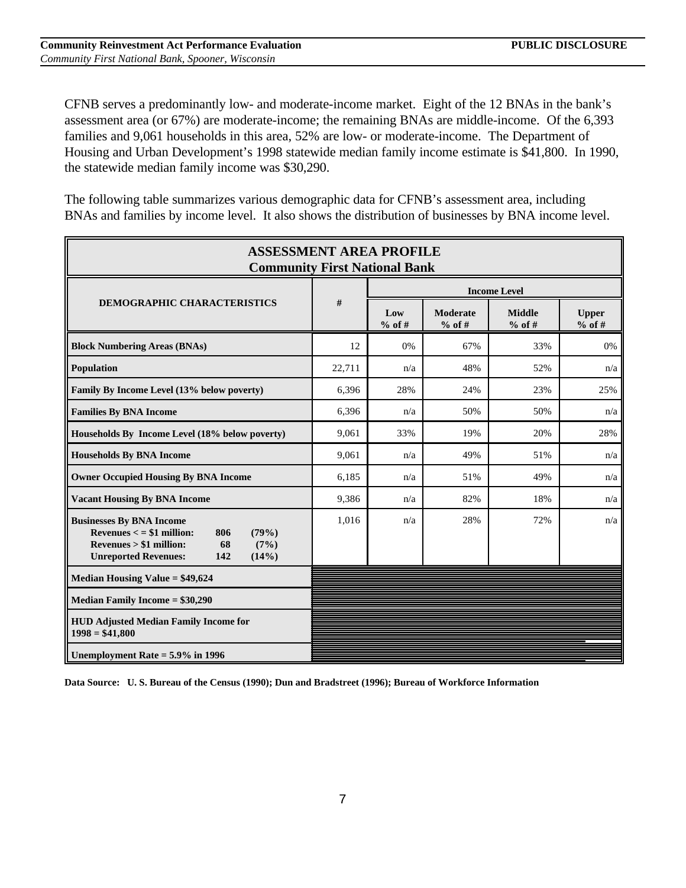CFNB serves a predominantly low- and moderate-income market. Eight of the 12 BNAs in the bank's assessment area (or 67%) are moderate-income; the remaining BNAs are middle-income. Of the 6,393 families and 9,061 households in this area, 52% are low- or moderate-income. The Department of Housing and Urban Development's 1998 statewide median family income estimate is $41,800. In 1990, the statewide median family income was $30,290.

The following table summarizes various demographic data for CFNB's assessment area, including BNAs and families by income level. It also shows the distribution of businesses by BNA income level.

**ASSESSMENT AREA PROFILE**
**Community First National Bank**

| DEMOGRAPHIC CHARACTERISTICS | # | Income Level | | | |
|---|---|---|---|---|---|
| | | Low % of # | Moderate % of # | Middle % of # | Upper % of # |
| **Block Numbering Areas (BNAs)** | 12 | 0% | 67% | 33% | 0% |
| **Population** | 22,711 | n/a | 48% | 52% | n/a |
| **Family By Income Level (13% below poverty)** | 6,396 | 28% | 24% | 23% | 25% |
| **Families By BNA Income** | 6,396 | n/a | 50% | 50% | n/a |
| **Households By Income Level (18% below poverty)** | 9,061 | 33% | 19% | 20% | 28% |
| **Households By BNA Income** | 9,061 | n/a | 49% | 51% | n/a |
| **Owner Occupied Housing By BNA Income** | 6,185 | n/a | 51% | 49% | n/a |
| **Vacant Housing By BNA Income** | 9,386 | n/a | 82% | 18% | n/a |
| **Businesses By BNA Income**<br>Revenues < = $1 million: 806 (79%)<br>Revenues > $1 million: 68 (7%)<br>Unreported Revenues: 142 (14%) | 1,016 | n/a | 28% | 72% | n/a |
| **Median Housing Value = $49,624** | | | | | |
| **Median Family Income = $30,290** | | | | | |
| **HUD Adjusted Median Family Income for 1998 = $41,800** | | | | | |
| **Unemployment Rate = 5.9% in 1996** | | | | | |

**Data Source: U. S. Bureau of the Census (1990); Dun and Bradstreet (1996); Bureau of Workforce Information**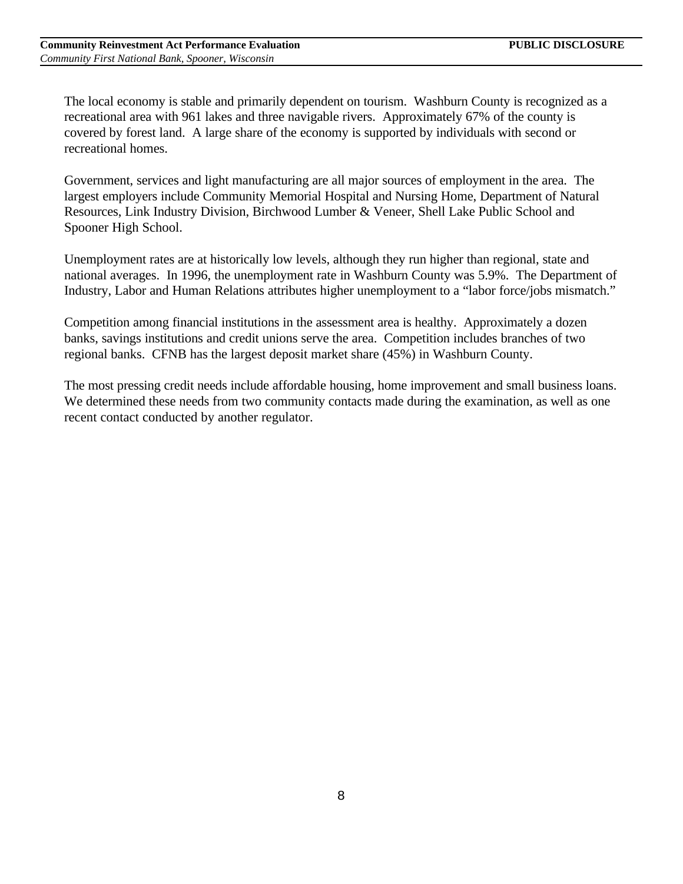The local economy is stable and primarily dependent on tourism. Washburn County is recognized as a recreational area with 961 lakes and three navigable rivers. Approximately 67% of the county is covered by forest land. A large share of the economy is supported by individuals with second or recreational homes.

Government, services and light manufacturing are all major sources of employment in the area. The largest employers include Community Memorial Hospital and Nursing Home, Department of Natural Resources, Link Industry Division, Birchwood Lumber & Veneer, Shell Lake Public School and Spooner High School.

Unemployment rates are at historically low levels, although they run higher than regional, state and national averages. In 1996, the unemployment rate in Washburn County was 5.9%. The Department of Industry, Labor and Human Relations attributes higher unemployment to a "labor force/jobs mismatch."

Competition among financial institutions in the assessment area is healthy. Approximately a dozen banks, savings institutions and credit unions serve the area. Competition includes branches of two regional banks. CFNB has the largest deposit market share (45%) in Washburn County.

The most pressing credit needs include affordable housing, home improvement and small business loans. We determined these needs from two community contacts made during the examination, as well as one recent contact conducted by another regulator.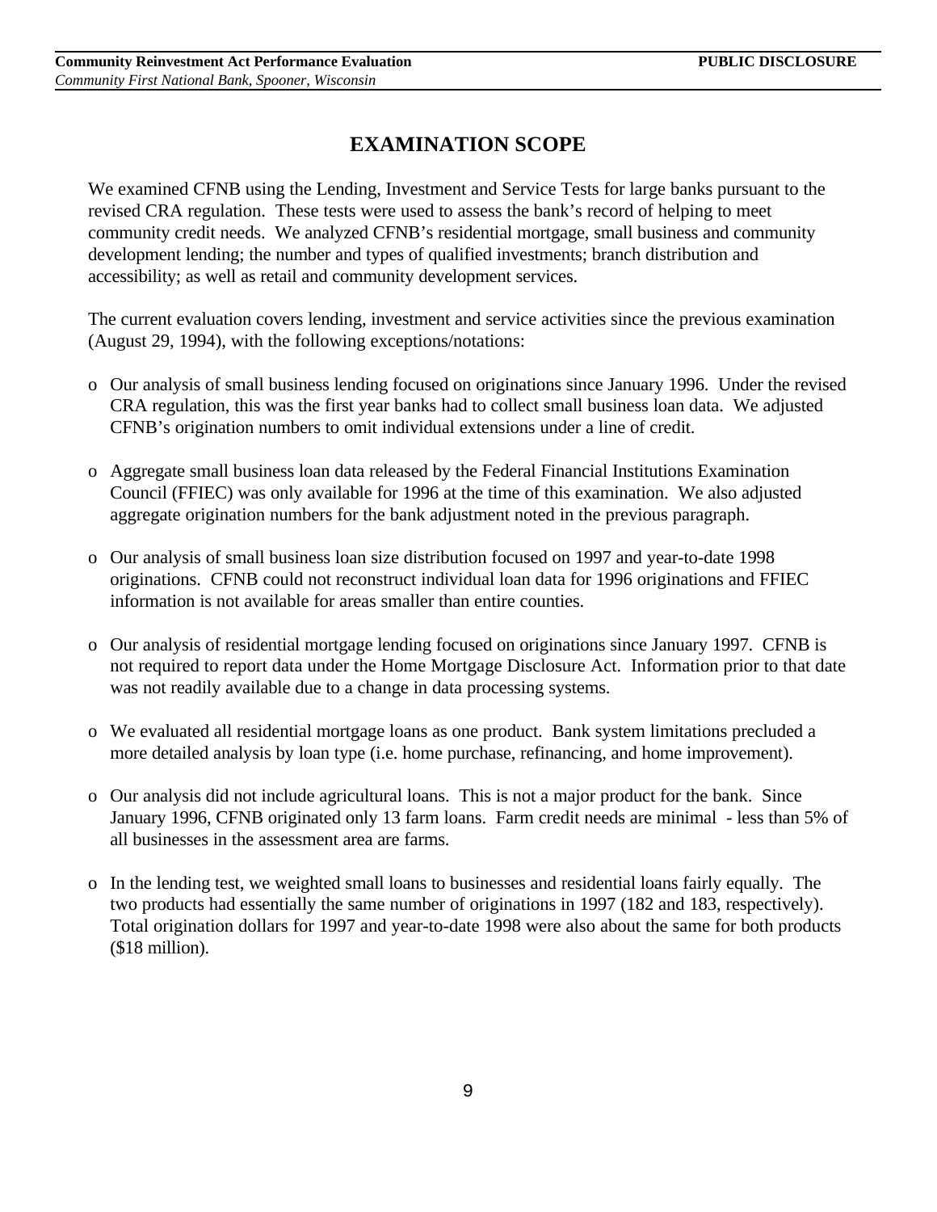## EXAMINATION SCOPE

We examined CFNB using the Lending, Investment and Service Tests for large banks pursuant to the revised CRA regulation. These tests were used to assess the bank's record of helping to meet community credit needs. We analyzed CFNB's residential mortgage, small business and community development lending; the number and types of qualified investments; branch distribution and accessibility; as well as retail and community development services.

The current evaluation covers lending, investment and service activities since the previous examination (August 29, 1994), with the following exceptions/notations:

- Our analysis of small business lending focused on originations since January 1996. Under the revised CRA regulation, this was the first year banks had to collect small business loan data. We adjusted CFNB's origination numbers to omit individual extensions under a line of credit.
- Aggregate small business loan data released by the Federal Financial Institutions Examination Council (FFIEC) was only available for 1996 at the time of this examination. We also adjusted aggregate origination numbers for the bank adjustment noted in the previous paragraph.
- Our analysis of small business loan size distribution focused on 1997 and year-to-date 1998 originations. CFNB could not reconstruct individual loan data for 1996 originations and FFIEC information is not available for areas smaller than entire counties.
- Our analysis of residential mortgage lending focused on originations since January 1997. CFNB is not required to report data under the Home Mortgage Disclosure Act. Information prior to that date was not readily available due to a change in data processing systems.
- We evaluated all residential mortgage loans as one product. Bank system limitations precluded a more detailed analysis by loan type (i.e. home purchase, refinancing, and home improvement).
- Our analysis did not include agricultural loans. This is not a major product for the bank. Since January 1996, CFNB originated only 13 farm loans. Farm credit needs are minimal - less than 5% of all businesses in the assessment area are farms.
- In the lending test, we weighted small loans to businesses and residential loans fairly equally. The two products had essentially the same number of originations in 1997 (182 and 183, respectively). Total origination dollars for 1997 and year-to-date 1998 were also about the same for both products ($18 million).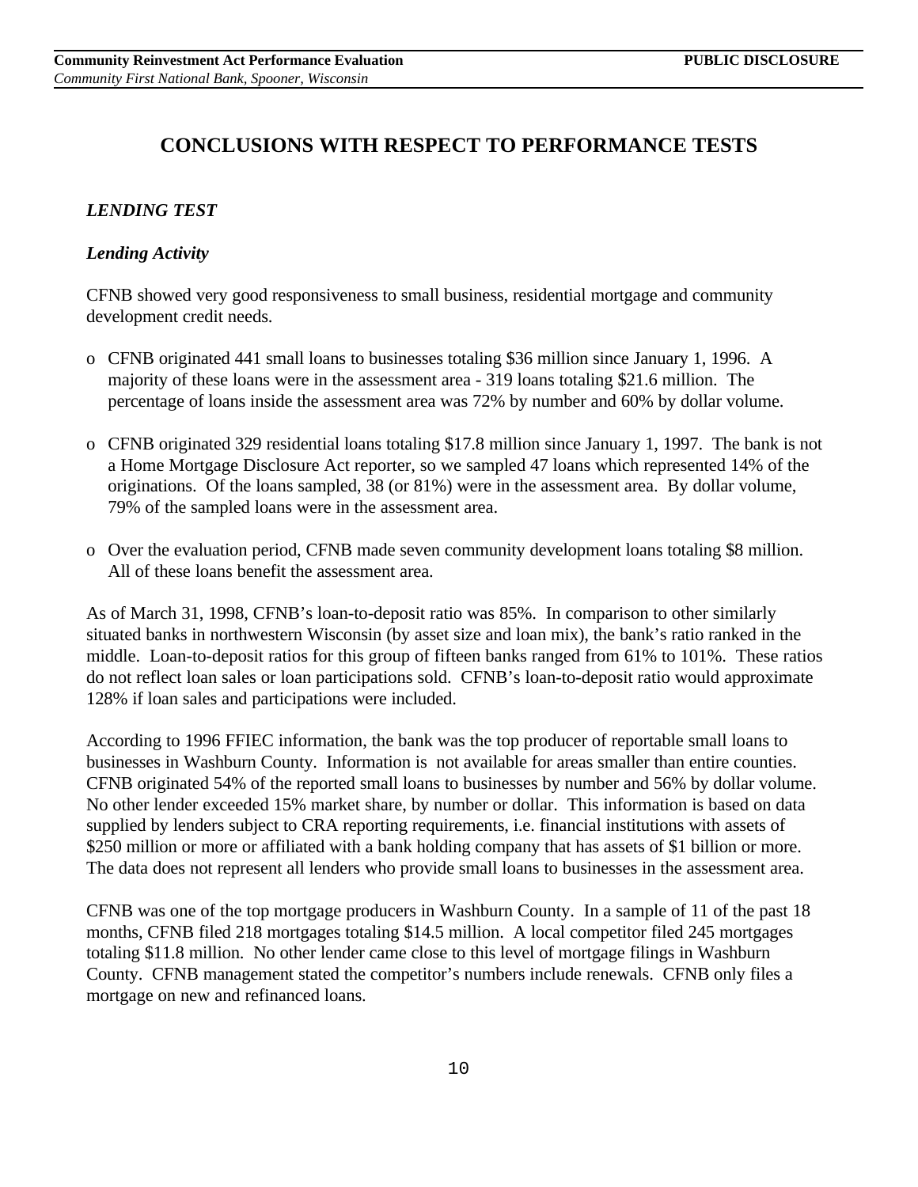# CONCLUSIONS WITH RESPECT TO PERFORMANCE TESTS

## *LENDING TEST*

### *Lending Activity*

CFNB showed very good responsiveness to small business, residential mortgage and community development credit needs.

- CFNB originated 441 small loans to businesses totaling $36 million since January 1, 1996. A majority of these loans were in the assessment area - 319 loans totaling $21.6 million. The percentage of loans inside the assessment area was 72% by number and 60% by dollar volume.
- CFNB originated 329 residential loans totaling $17.8 million since January 1, 1997. The bank is not a Home Mortgage Disclosure Act reporter, so we sampled 47 loans which represented 14% of the originations. Of the loans sampled, 38 (or 81%) were in the assessment area. By dollar volume, 79% of the sampled loans were in the assessment area.
- Over the evaluation period, CFNB made seven community development loans totaling $8 million. All of these loans benefit the assessment area.

As of March 31, 1998, CFNB's loan-to-deposit ratio was 85%. In comparison to other similarly situated banks in northwestern Wisconsin (by asset size and loan mix), the bank's ratio ranked in the middle. Loan-to-deposit ratios for this group of fifteen banks ranged from 61% to 101%. These ratios do not reflect loan sales or loan participations sold. CFNB's loan-to-deposit ratio would approximate 128% if loan sales and participations were included.

According to 1996 FFIEC information, the bank was the top producer of reportable small loans to businesses in Washburn County. Information is not available for areas smaller than entire counties. CFNB originated 54% of the reported small loans to businesses by number and 56% by dollar volume. No other lender exceeded 15% market share, by number or dollar. This information is based on data supplied by lenders subject to CRA reporting requirements, i.e. financial institutions with assets of $250 million or more or affiliated with a bank holding company that has assets of $1 billion or more. The data does not represent all lenders who provide small loans to businesses in the assessment area.

CFNB was one of the top mortgage producers in Washburn County. In a sample of 11 of the past 18 months, CFNB filed 218 mortgages totaling $14.5 million. A local competitor filed 245 mortgages totaling $11.8 million. No other lender came close to this level of mortgage filings in Washburn County. CFNB management stated the competitor's numbers include renewals. CFNB only files a mortgage on new and refinanced loans.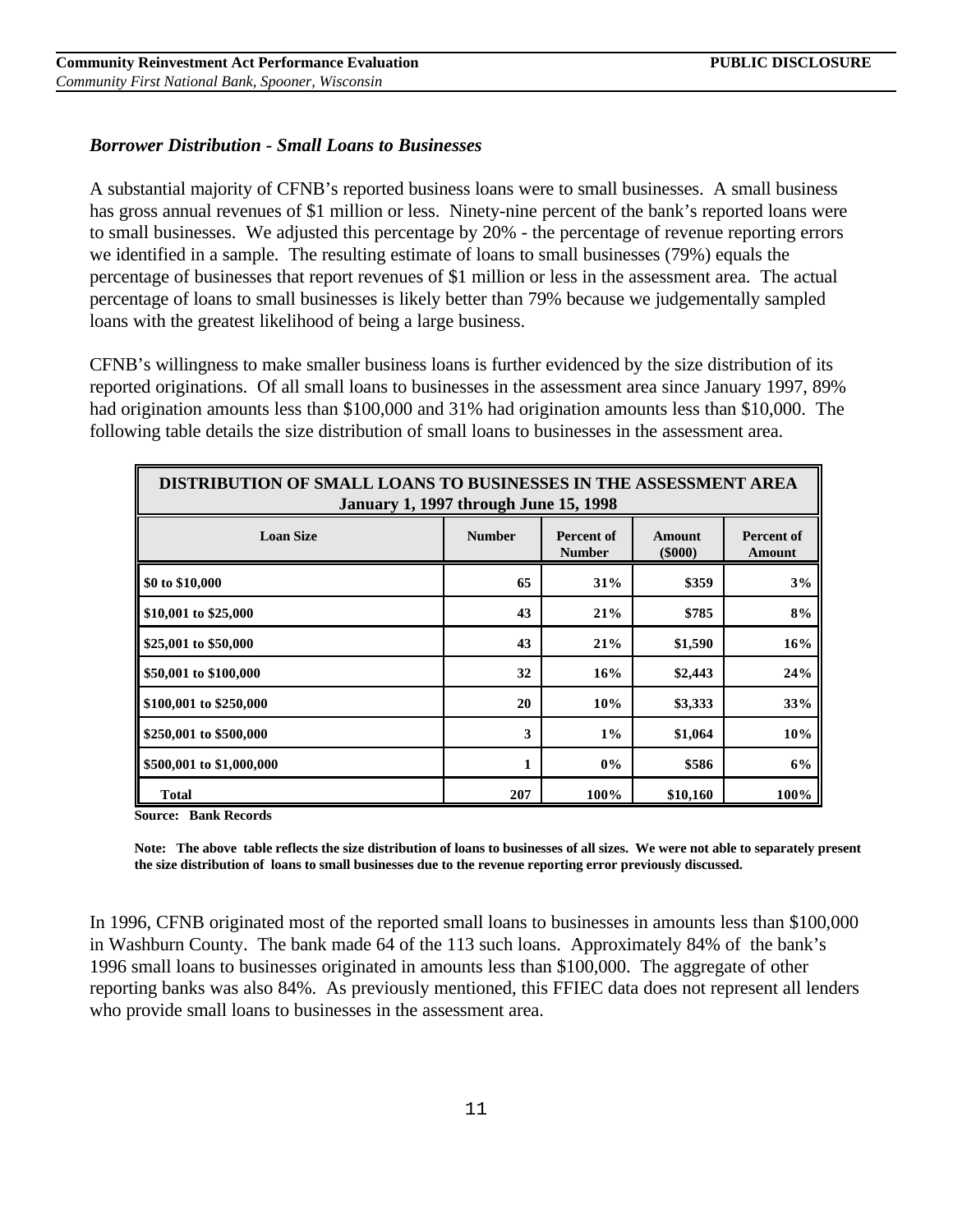### *Borrower Distribution - Small Loans to Businesses*

A substantial majority of CFNB's reported business loans were to small businesses. A small business has gross annual revenues of $1 million or less. Ninety-nine percent of the bank's reported loans were to small businesses. We adjusted this percentage by 20% - the percentage of revenue reporting errors we identified in a sample. The resulting estimate of loans to small businesses (79%) equals the percentage of businesses that report revenues of $1 million or less in the assessment area. The actual percentage of loans to small businesses is likely better than 79% because we judgementally sampled loans with the greatest likelihood of being a large business.

CFNB's willingness to make smaller business loans is further evidenced by the size distribution of its reported originations. Of all small loans to businesses in the assessment area since January 1997, 89% had origination amounts less than $100,000 and 31% had origination amounts less than $10,000. The following table details the size distribution of small loans to businesses in the assessment area.

**DISTRIBUTION OF SMALL LOANS TO BUSINESSES IN THE ASSESSMENT AREA**
**January 1, 1997 through June 15, 1998**

| Loan Size | Number | Percent of Number | Amount ($000) | Percent of Amount |
|---|---|---|---|---|
| $0 to $10,000 | 65 | 31% | $359 | 3% |
| $10,001 to $25,000 | 43 | 21% | $785 | 8% |
| $25,001 to $50,000 | 43 | 21% | $1,590 | 16% |
| $50,001 to $100,000 | 32 | 16% | $2,443 | 24% |
| $100,001 to $250,000 | 20 | 10% | $3,333 | 33% |
| $250,001 to $500,000 | 3 | 1% | $1,064 | 10% |
| $500,001 to $1,000,000 | 1 | 0% | $586 | 6% |
| Total | 207 | 100% | $10,160 | 100% |

**Source: Bank Records**

**Note: The above table reflects the size distribution of loans to businesses of all sizes. We were not able to separately present the size distribution of loans to small businesses due to the revenue reporting error previously discussed.**

In 1996, CFNB originated most of the reported small loans to businesses in amounts less than $100,000 in Washburn County. The bank made 64 of the 113 such loans. Approximately 84% of the bank's 1996 small loans to businesses originated in amounts less than $100,000. The aggregate of other reporting banks was also 84%. As previously mentioned, this FFIEC data does not represent all lenders who provide small loans to businesses in the assessment area.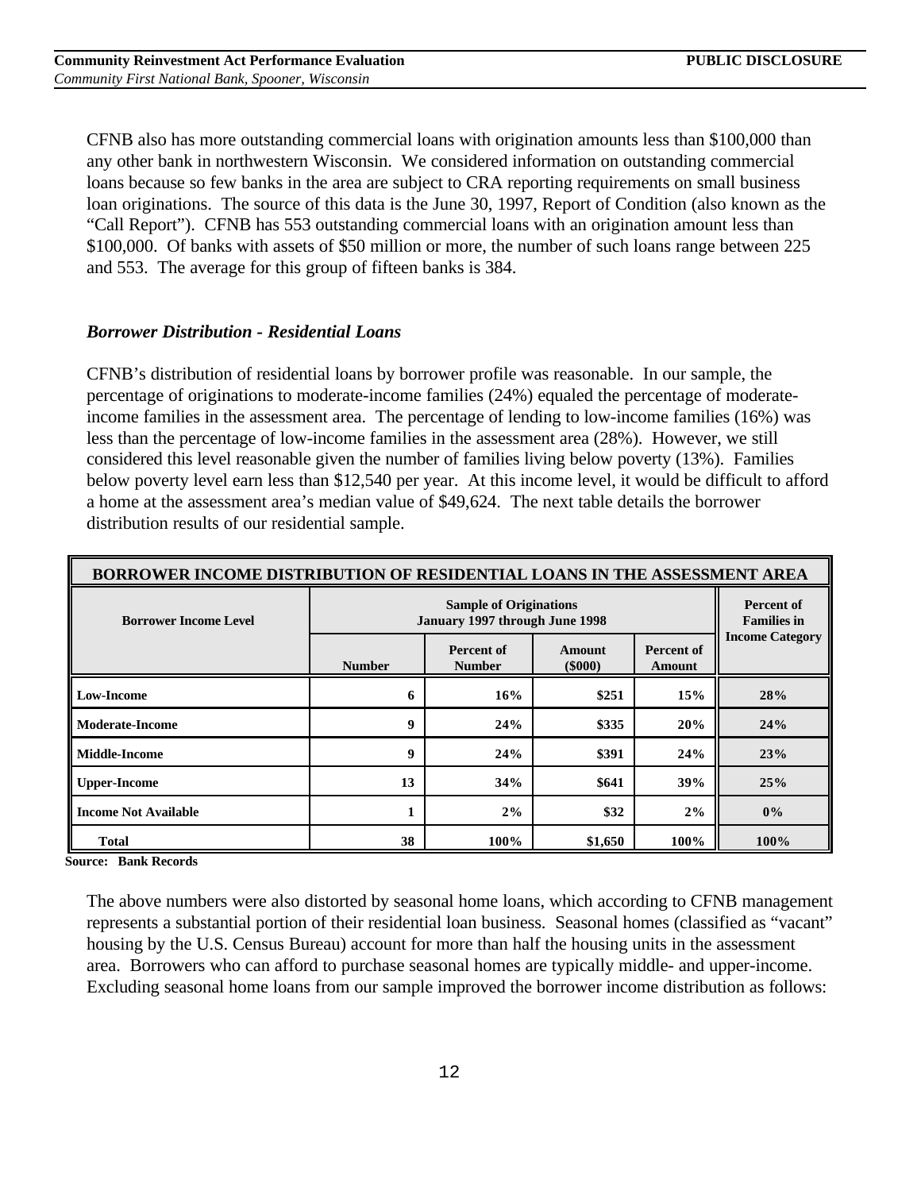CFNB also has more outstanding commercial loans with origination amounts less than $100,000 than any other bank in northwestern Wisconsin. We considered information on outstanding commercial loans because so few banks in the area are subject to CRA reporting requirements on small business loan originations. The source of this data is the June 30, 1997, Report of Condition (also known as the "Call Report"). CFNB has 553 outstanding commercial loans with an origination amount less than $100,000. Of banks with assets of $50 million or more, the number of such loans range between 225 and 553. The average for this group of fifteen banks is 384.

### *Borrower Distribution - Residential Loans*

CFNB's distribution of residential loans by borrower profile was reasonable. In our sample, the percentage of originations to moderate-income families (24%) equaled the percentage of moderate-income families in the assessment area. The percentage of lending to low-income families (16%) was less than the percentage of low-income families in the assessment area (28%). However, we still considered this level reasonable given the number of families living below poverty (13%). Families below poverty level earn less than $12,540 per year. At this income level, it would be difficult to afford a home at the assessment area's median value of $49,624. The next table details the borrower distribution results of our residential sample.

**BORROWER INCOME DISTRIBUTION OF RESIDENTIAL LOANS IN THE ASSESSMENT AREA**

| Borrower Income Level | Sample of Originations January 1997 through June 1998 | | | | Percent of Families in Income Category |
|---|---|---|---|---|---|
| | Number | Percent of Number | Amount ($000) | Percent of Amount | |
| Low-Income | 6 | 16% | $251 | 15% | 28% |
| Moderate-Income | 9 | 24% | $335 | 20% | 24% |
| Middle-Income | 9 | 24% | $391 | 24% | 23% |
| Upper-Income | 13 | 34% | $641 | 39% | 25% |
| Income Not Available | 1 | 2% | $32 | 2% | 0% |
| Total | 38 | 100% | $1,650 | 100% | 100% |

**Source: Bank Records**

The above numbers were also distorted by seasonal home loans, which according to CFNB management represents a substantial portion of their residential loan business. Seasonal homes (classified as "vacant" housing by the U.S. Census Bureau) account for more than half the housing units in the assessment area. Borrowers who can afford to purchase seasonal homes are typically middle- and upper-income. Excluding seasonal home loans from our sample improved the borrower income distribution as follows: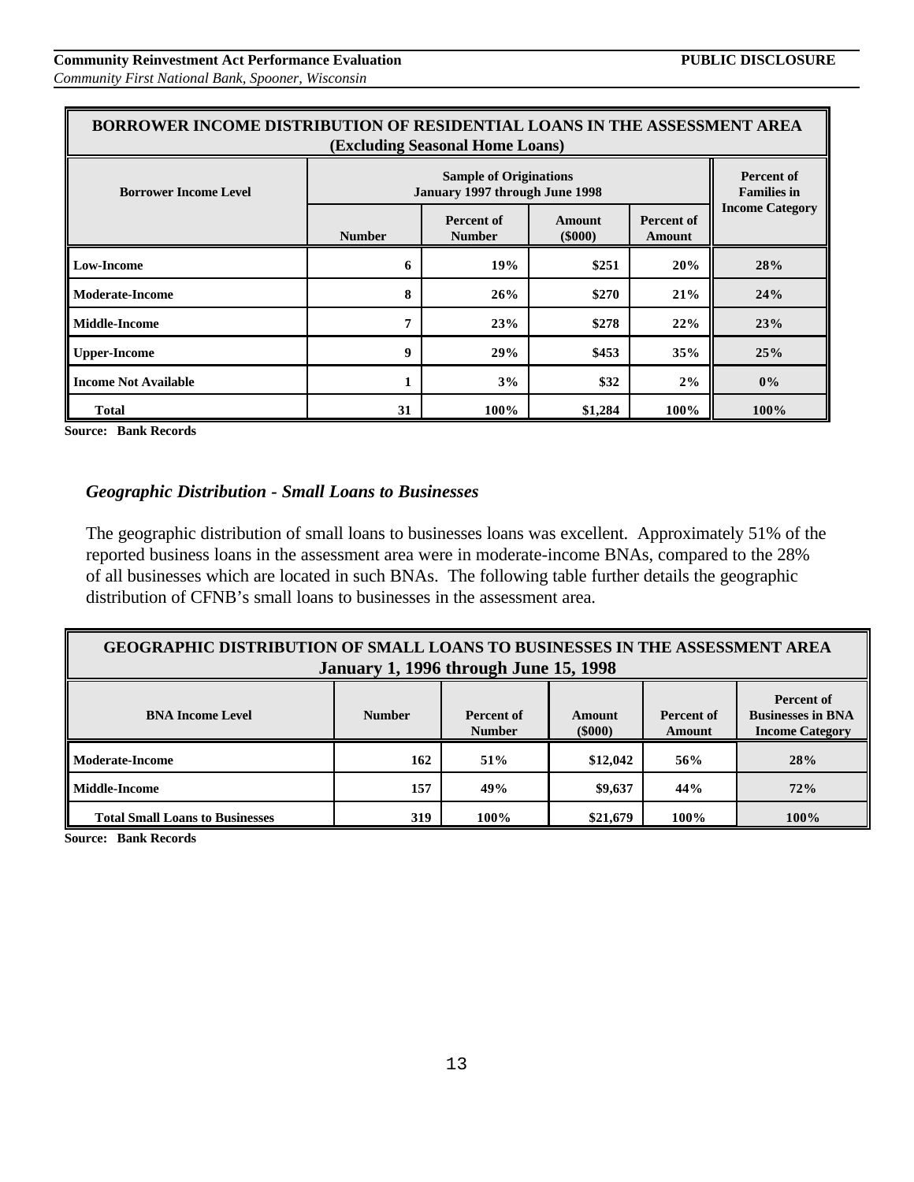| BORROWER INCOME DISTRIBUTION OF RESIDENTIAL LOANS IN THE ASSESSMENT AREA (Excluding Seasonal Home Loans) | | | | | |
|---|---|---|---|---|---|
| **Borrower Income Level** | **Sample of Originations January 1997 through June 1998** | | | | **Percent of Families in Income Category** |
| | **Number** | **Percent of Number** | **Amount ($000)** | **Percent of Amount** | |
| **Low-Income** | 6 | 19% | $251 | 20% | 28% |
| **Moderate-Income** | 8 | 26% | $270 | 21% | 24% |
| **Middle-Income** | 7 | 23% | $278 | 22% | 23% |
| **Upper-Income** | 9 | 29% | $453 | 35% | 25% |
| **Income Not Available** | 1 | 3% | $32 | 2% | 0% |
| **Total** | 31 | 100% | $1,284 | 100% | 100% |

**Source: Bank Records**

### *Geographic Distribution - Small Loans to Businesses*

The geographic distribution of small loans to businesses loans was excellent. Approximately 51% of the reported business loans in the assessment area were in moderate-income BNAs, compared to the 28% of all businesses which are located in such BNAs. The following table further details the geographic distribution of CFNB's small loans to businesses in the assessment area.

| GEOGRAPHIC DISTRIBUTION OF SMALL LOANS TO BUSINESSES IN THE ASSESSMENT AREA January 1, 1996 through June 15, 1998 | | | | | |
|---|---|---|---|---|---|
| **BNA Income Level** | **Number** | **Percent of Number** | **Amount ($000)** | **Percent of Amount** | **Percent of Businesses in BNA Income Category** |
| **Moderate-Income** | 162 | 51% | $12,042 | 56% | 28% |
| **Middle-Income** | 157 | 49% | $9,637 | 44% | 72% |
| **Total Small Loans to Businesses** | 319 | 100% | $21,679 | 100% | 100% |

**Source: Bank Records**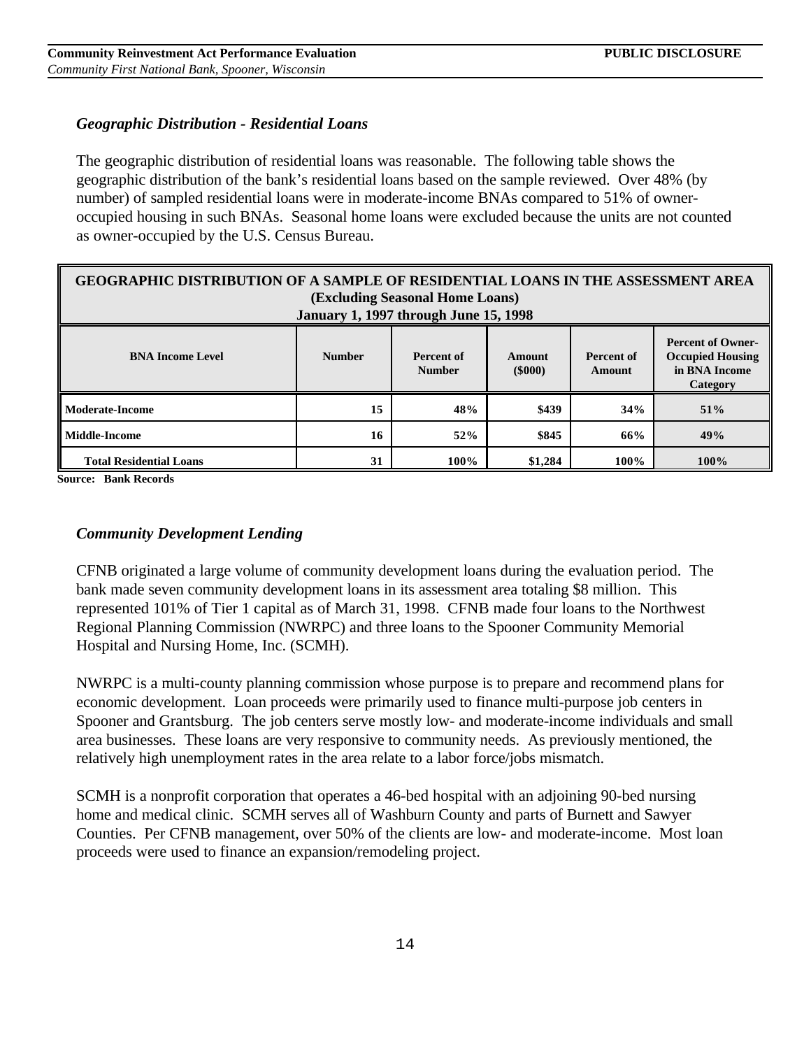### *Geographic Distribution - Residential Loans*

The geographic distribution of residential loans was reasonable. The following table shows the geographic distribution of the bank's residential loans based on the sample reviewed. Over 48% (by number) of sampled residential loans were in moderate-income BNAs compared to 51% of owner-occupied housing in such BNAs. Seasonal home loans were excluded because the units are not counted as owner-occupied by the U.S. Census Bureau.

**GEOGRAPHIC DISTRIBUTION OF A SAMPLE OF RESIDENTIAL LOANS IN THE ASSESSMENT AREA (Excluding Seasonal Home Loans) January 1, 1997 through June 15, 1998**

| BNA Income Level | Number | Percent of Number | Amount ($000) | Percent of Amount | Percent of Owner-Occupied Housing in BNA Income Category |
|---|---|---|---|---|---|
| Moderate-Income | 15 | 48% | $439 | 34% | 51% |
| Middle-Income | 16 | 52% | $845 | 66% | 49% |
| Total Residential Loans | 31 | 100% | $1,284 | 100% | 100% |

Source: Bank Records

### *Community Development Lending*

CFNB originated a large volume of community development loans during the evaluation period. The bank made seven community development loans in its assessment area totaling $8 million. This represented 101% of Tier 1 capital as of March 31, 1998. CFNB made four loans to the Northwest Regional Planning Commission (NWRPC) and three loans to the Spooner Community Memorial Hospital and Nursing Home, Inc. (SCMH).

NWRPC is a multi-county planning commission whose purpose is to prepare and recommend plans for economic development. Loan proceeds were primarily used to finance multi-purpose job centers in Spooner and Grantsburg. The job centers serve mostly low- and moderate-income individuals and small area businesses. These loans are very responsive to community needs. As previously mentioned, the relatively high unemployment rates in the area relate to a labor force/jobs mismatch.

SCMH is a nonprofit corporation that operates a 46-bed hospital with an adjoining 90-bed nursing home and medical clinic. SCMH serves all of Washburn County and parts of Burnett and Sawyer Counties. Per CFNB management, over 50% of the clients are low- and moderate-income. Most loan proceeds were used to finance an expansion/remodeling project.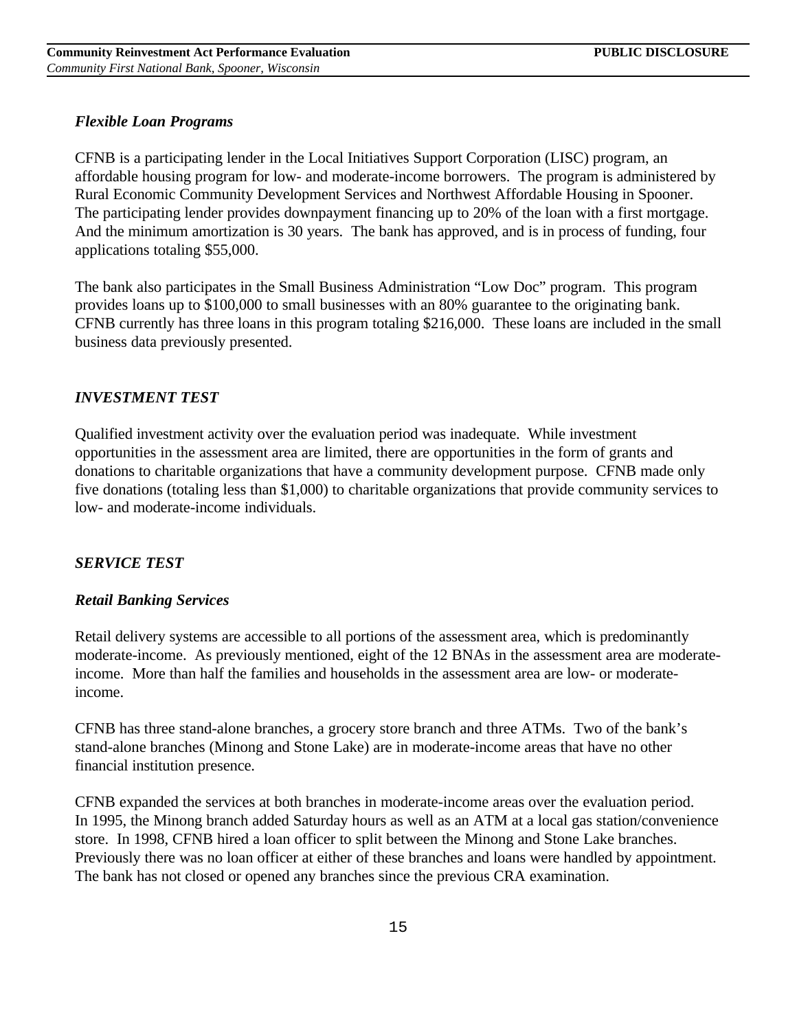### *Flexible Loan Programs*

CFNB is a participating lender in the Local Initiatives Support Corporation (LISC) program, an affordable housing program for low- and moderate-income borrowers. The program is administered by Rural Economic Community Development Services and Northwest Affordable Housing in Spooner. The participating lender provides downpayment financing up to 20% of the loan with a first mortgage. And the minimum amortization is 30 years. The bank has approved, and is in process of funding, four applications totaling $55,000.

The bank also participates in the Small Business Administration "Low Doc" program. This program provides loans up to $100,000 to small businesses with an 80% guarantee to the originating bank. CFNB currently has three loans in this program totaling $216,000. These loans are included in the small business data previously presented.

## *INVESTMENT TEST*

Qualified investment activity over the evaluation period was inadequate. While investment opportunities in the assessment area are limited, there are opportunities in the form of grants and donations to charitable organizations that have a community development purpose. CFNB made only five donations (totaling less than $1,000) to charitable organizations that provide community services to low- and moderate-income individuals.

## *SERVICE TEST*

### *Retail Banking Services*

Retail delivery systems are accessible to all portions of the assessment area, which is predominantly moderate-income. As previously mentioned, eight of the 12 BNAs in the assessment area are moderate-income. More than half the families and households in the assessment area are low- or moderate-income.

CFNB has three stand-alone branches, a grocery store branch and three ATMs. Two of the bank's stand-alone branches (Minong and Stone Lake) are in moderate-income areas that have no other financial institution presence.

CFNB expanded the services at both branches in moderate-income areas over the evaluation period. In 1995, the Minong branch added Saturday hours as well as an ATM at a local gas station/convenience store. In 1998, CFNB hired a loan officer to split between the Minong and Stone Lake branches. Previously there was no loan officer at either of these branches and loans were handled by appointment. The bank has not closed or opened any branches since the previous CRA examination.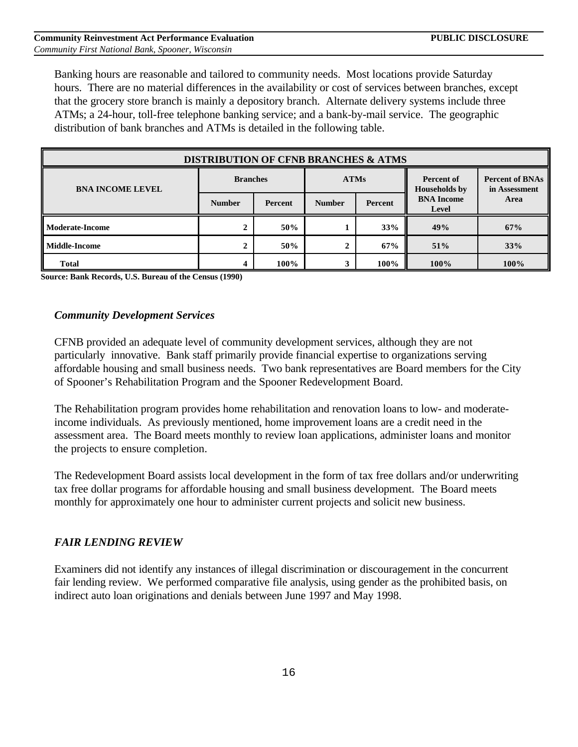Banking hours are reasonable and tailored to community needs. Most locations provide Saturday hours. There are no material differences in the availability or cost of services between branches, except that the grocery store branch is mainly a depository branch. Alternate delivery systems include three ATMs; a 24-hour, toll-free telephone banking service; and a bank-by-mail service. The geographic distribution of bank branches and ATMs is detailed in the following table.

**DISTRIBUTION OF CFNB BRANCHES & ATMS**

| BNA INCOME LEVEL | Branches | | ATMs | | Percent of Households by BNA Income Level | Percent of BNAs in Assessment Area |
|---|---|---|---|---|---|---|
| | Number | Percent | Number | Percent | | |
| Moderate-Income | 2 | 50% | 1 | 33% | 49% | 67% |
| Middle-Income | 2 | 50% | 2 | 67% | 51% | 33% |
| Total | 4 | 100% | 3 | 100% | 100% | 100% |

**Source: Bank Records, U.S. Bureau of the Census (1990)**

### *Community Development Services*

CFNB provided an adequate level of community development services, although they are not particularly innovative. Bank staff primarily provide financial expertise to organizations serving affordable housing and small business needs. Two bank representatives are Board members for the City of Spooner's Rehabilitation Program and the Spooner Redevelopment Board.

The Rehabilitation program provides home rehabilitation and renovation loans to low- and moderate-income individuals. As previously mentioned, home improvement loans are a credit need in the assessment area. The Board meets monthly to review loan applications, administer loans and monitor the projects to ensure completion.

The Redevelopment Board assists local development in the form of tax free dollars and/or underwriting tax free dollar programs for affordable housing and small business development. The Board meets monthly for approximately one hour to administer current projects and solicit new business.

## *FAIR LENDING REVIEW*

Examiners did not identify any instances of illegal discrimination or discouragement in the concurrent fair lending review. We performed comparative file analysis, using gender as the prohibited basis, on indirect auto loan originations and denials between June 1997 and May 1998.